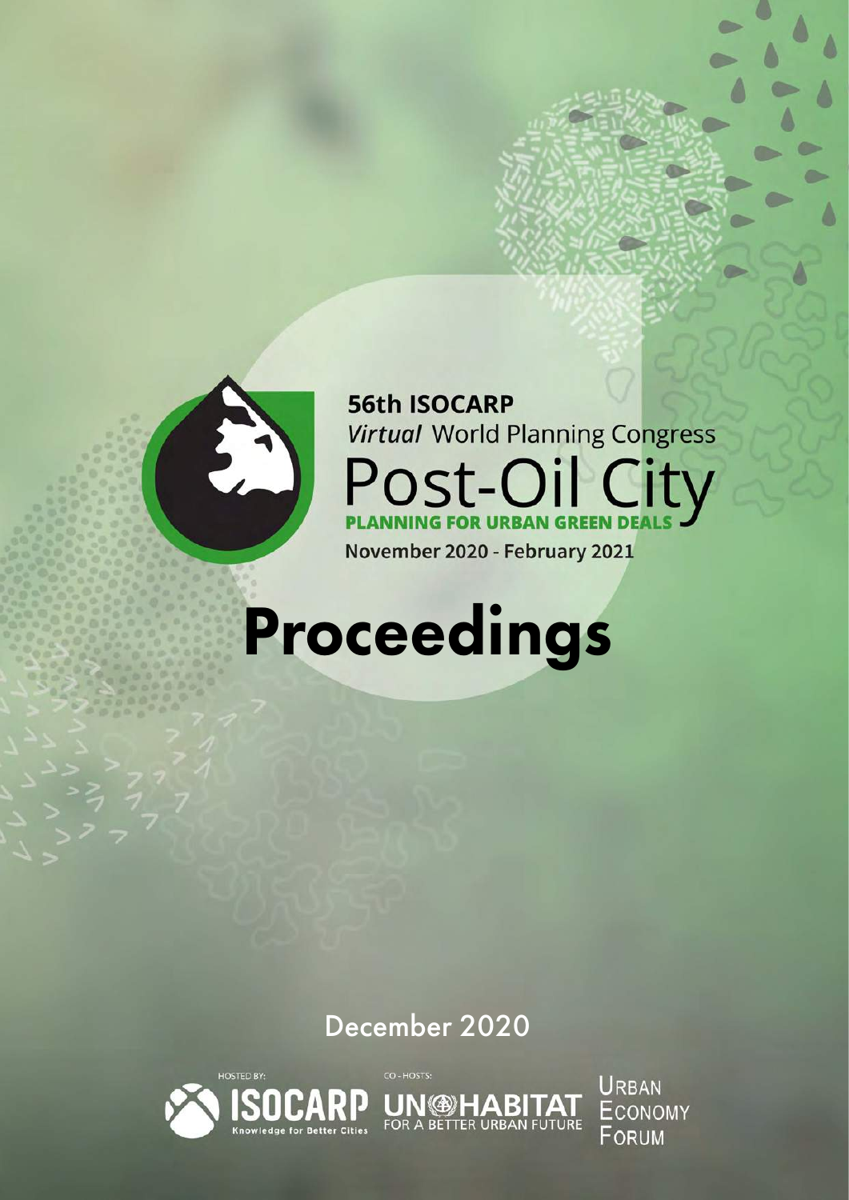56th ISOCARP

*Virtual* World Planning Congress

# Post-Oil City

**PLANNING FOR URBAN GREEN DEALS**

November 2020 - February 2021

# Proceedings

December 2020

HOSTED BY: ISOCARP Knowledge for Better Cities

CO-HOSTS: UN-HABITAT FOR A BETTER URBAN FUTURE

URBAN ECONOMY FORUM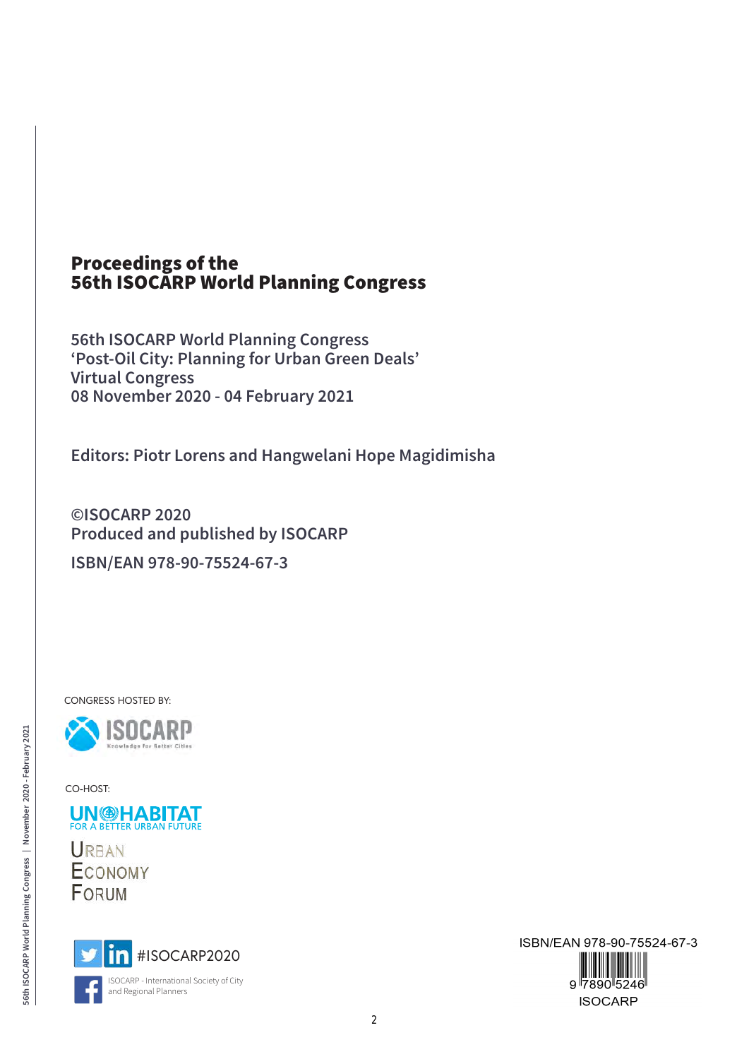# Proceedings of the 56th ISOCARP World Planning Congress

56th ISOCARP World Planning Congress
'Post-Oil City: Planning for Urban Green Deals'
Virtual Congress
08 November 2020 - 04 February 2021

Editors: Piotr Lorens and Hangwelani Hope Magidimisha

©ISOCARP 2020
Produced and published by ISOCARP

ISBN/EAN 978-90-75524-67-3

CONGRESS HOSTED BY:

ISOCARP
Knowledge for Better Cities

CO-HOST:

UN-HABITAT
FOR A BETTER URBAN FUTURE

URBAN ECONOMY FORUM

#ISOCARP2020

ISOCARP - International Society of City and Regional Planners

ISBN/EAN 978-90-75524-67-3
9 7890 5246
ISOCARP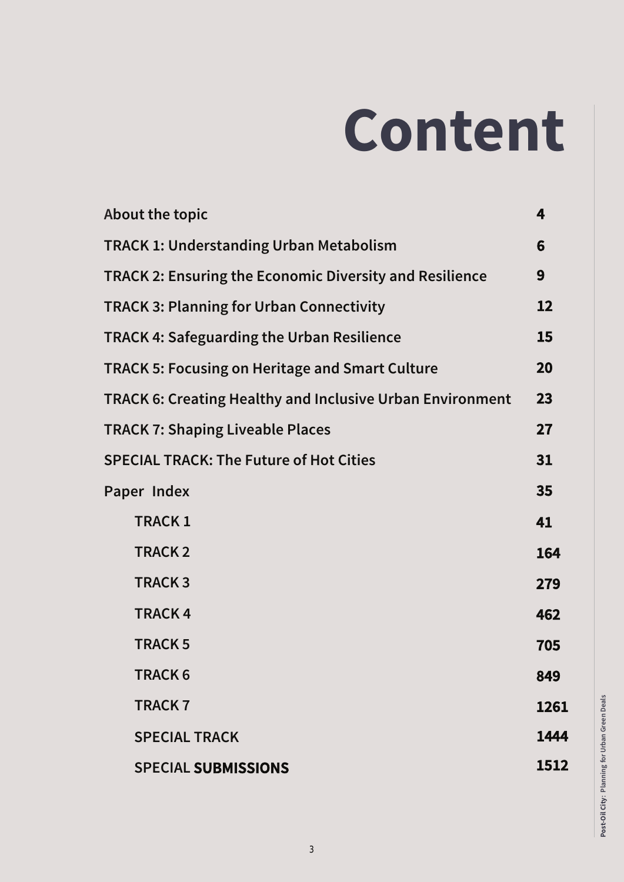# Content

| | |
|---|---|
| About the topic | 4 |
| TRACK 1: Understanding Urban Metabolism | 6 |
| TRACK 2: Ensuring the Economic Diversity and Resilience | 9 |
| TRACK 3: Planning for Urban Connectivity | 12 |
| TRACK 4: Safeguarding the Urban Resilience | 15 |
| TRACK 5: Focusing on Heritage and Smart Culture | 20 |
| TRACK 6: Creating Healthy and Inclusive Urban Environment | 23 |
| TRACK 7: Shaping Liveable Places | 27 |
| SPECIAL TRACK: The Future of Hot Cities | 31 |
| Paper Index | 35 |
| TRACK 1 | 41 |
| TRACK 2 | 164 |
| TRACK 3 | 279 |
| TRACK 4 | 462 |
| TRACK 5 | 705 |
| TRACK 6 | 849 |
| TRACK 7 | 1261 |
| SPECIAL TRACK | 1444 |
| SPECIAL **SUBMISSIONS** | 1512 |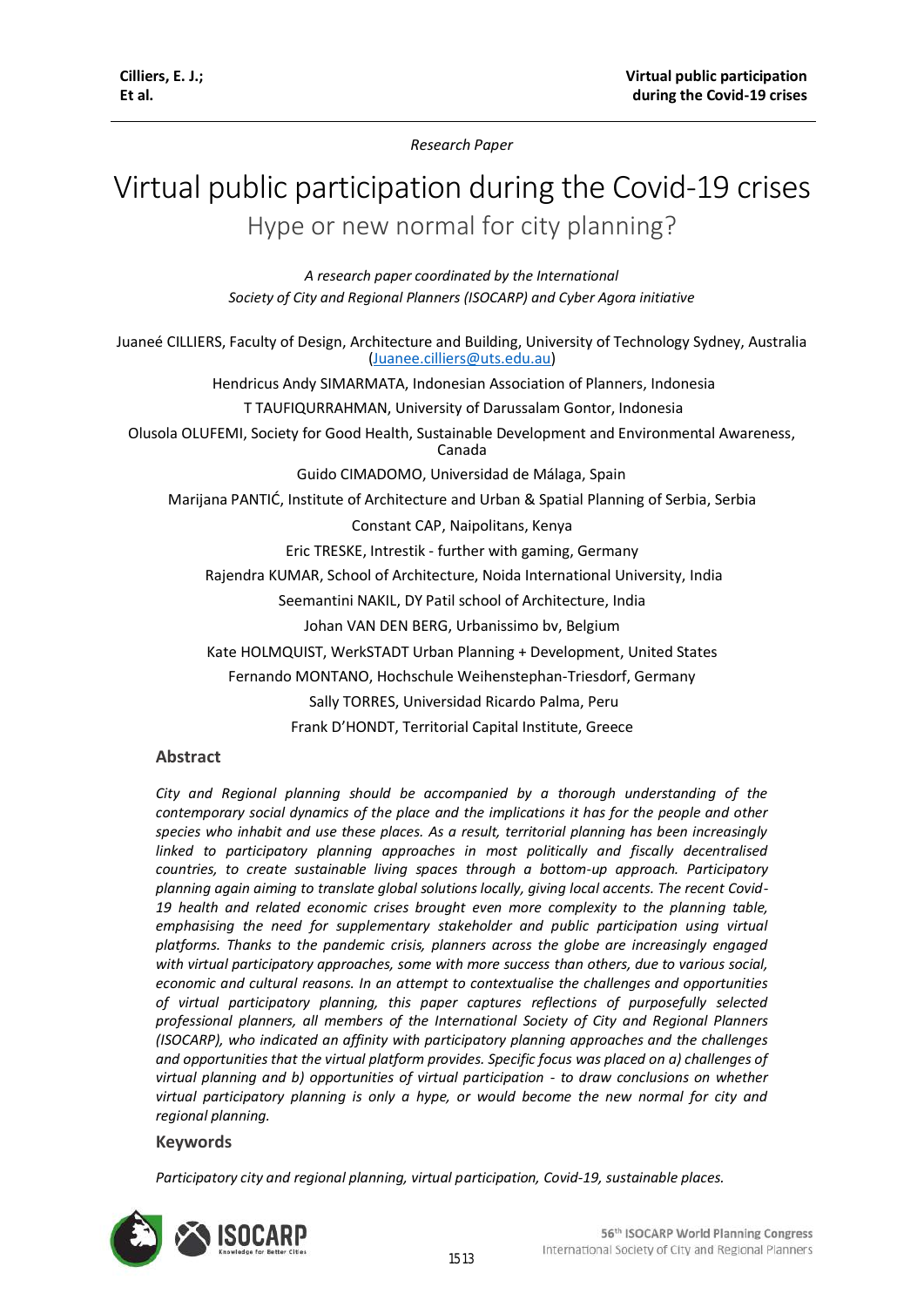*Research Paper*

# Virtual public participation during the Covid-19 crises

## Hype or new normal for city planning?

*A research paper coordinated by the International Society of City and Regional Planners (ISOCARP) and Cyber Agora initiative*

Juaneé CILLIERS, Faculty of Design, Architecture and Building, University of Technology Sydney, Australia (Juanee.cilliers@uts.edu.au)

Hendricus Andy SIMARMATA, Indonesian Association of Planners, Indonesia

T TAUFIQURRAHMAN, University of Darussalam Gontor, Indonesia

Olusola OLUFEMI, Society for Good Health, Sustainable Development and Environmental Awareness, Canada

Guido CIMADOMO, Universidad de Málaga, Spain

Marijana PANTIĆ, Institute of Architecture and Urban & Spatial Planning of Serbia, Serbia

Constant CAP, Naipolitans, Kenya

Eric TRESKE, Intrestik - further with gaming, Germany

Rajendra KUMAR, School of Architecture, Noida International University, India

Seemantini NAKIL, DY Patil school of Architecture, India

Johan VAN DEN BERG, Urbanissimo bv, Belgium

Kate HOLMQUIST, WerkSTADT Urban Planning + Development, United States

Fernando MONTANO, Hochschule Weihenstephan-Triesdorf, Germany

Sally TORRES, Universidad Ricardo Palma, Peru

Frank D'HONDT, Territorial Capital Institute, Greece

### Abstract

*City and Regional planning should be accompanied by a thorough understanding of the contemporary social dynamics of the place and the implications it has for the people and other species who inhabit and use these places. As a result, territorial planning has been increasingly linked to participatory planning approaches in most politically and fiscally decentralised countries, to create sustainable living spaces through a bottom-up approach. Participatory planning again aiming to translate global solutions locally, giving local accents. The recent Covid-19 health and related economic crises brought even more complexity to the planning table, emphasising the need for supplementary stakeholder and public participation using virtual platforms. Thanks to the pandemic crisis, planners across the globe are increasingly engaged with virtual participatory approaches, some with more success than others, due to various social, economic and cultural reasons. In an attempt to contextualise the challenges and opportunities of virtual participatory planning, this paper captures reflections of purposefully selected professional planners, all members of the International Society of City and Regional Planners (ISOCARP), who indicated an affinity with participatory planning approaches and the challenges and opportunities that the virtual platform provides. Specific focus was placed on a) challenges of virtual planning and b) opportunities of virtual participation - to draw conclusions on whether virtual participatory planning is only a hype, or would become the new normal for city and regional planning.*

### Keywords

*Participatory city and regional planning, virtual participation, Covid-19, sustainable places.*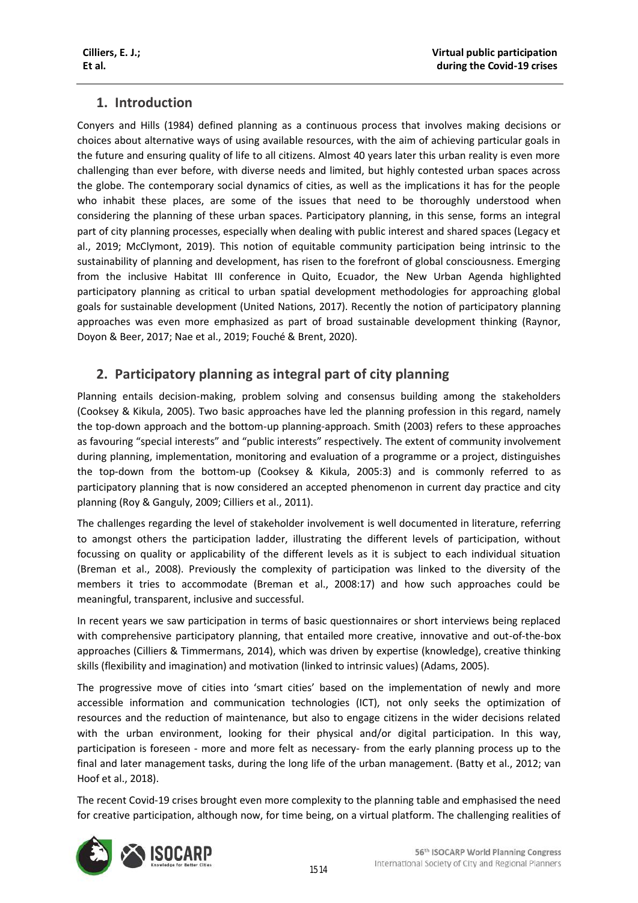## 1. Introduction

Conyers and Hills (1984) defined planning as a continuous process that involves making decisions or choices about alternative ways of using available resources, with the aim of achieving particular goals in the future and ensuring quality of life to all citizens. Almost 40 years later this urban reality is even more challenging than ever before, with diverse needs and limited, but highly contested urban spaces across the globe. The contemporary social dynamics of cities, as well as the implications it has for the people who inhabit these places, are some of the issues that need to be thoroughly understood when considering the planning of these urban spaces. Participatory planning, in this sense, forms an integral part of city planning processes, especially when dealing with public interest and shared spaces (Legacy et al., 2019; McClymont, 2019). This notion of equitable community participation being intrinsic to the sustainability of planning and development, has risen to the forefront of global consciousness. Emerging from the inclusive Habitat III conference in Quito, Ecuador, the New Urban Agenda highlighted participatory planning as critical to urban spatial development methodologies for approaching global goals for sustainable development (United Nations, 2017). Recently the notion of participatory planning approaches was even more emphasized as part of broad sustainable development thinking (Raynor, Doyon & Beer, 2017; Nae et al., 2019; Fouché & Brent, 2020).

## 2. Participatory planning as integral part of city planning

Planning entails decision-making, problem solving and consensus building among the stakeholders (Cooksey & Kikula, 2005). Two basic approaches have led the planning profession in this regard, namely the top-down approach and the bottom-up planning-approach. Smith (2003) refers to these approaches as favouring "special interests" and "public interests" respectively. The extent of community involvement during planning, implementation, monitoring and evaluation of a programme or a project, distinguishes the top-down from the bottom-up (Cooksey & Kikula, 2005:3) and is commonly referred to as participatory planning that is now considered an accepted phenomenon in current day practice and city planning (Roy & Ganguly, 2009; Cilliers et al., 2011).

The challenges regarding the level of stakeholder involvement is well documented in literature, referring to amongst others the participation ladder, illustrating the different levels of participation, without focussing on quality or applicability of the different levels as it is subject to each individual situation (Breman et al., 2008). Previously the complexity of participation was linked to the diversity of the members it tries to accommodate (Breman et al., 2008:17) and how such approaches could be meaningful, transparent, inclusive and successful.

In recent years we saw participation in terms of basic questionnaires or short interviews being replaced with comprehensive participatory planning, that entailed more creative, innovative and out-of-the-box approaches (Cilliers & Timmermans, 2014), which was driven by expertise (knowledge), creative thinking skills (flexibility and imagination) and motivation (linked to intrinsic values) (Adams, 2005).

The progressive move of cities into 'smart cities' based on the implementation of newly and more accessible information and communication technologies (ICT), not only seeks the optimization of resources and the reduction of maintenance, but also to engage citizens in the wider decisions related with the urban environment, looking for their physical and/or digital participation. In this way, participation is foreseen - more and more felt as necessary- from the early planning process up to the final and later management tasks, during the long life of the urban management. (Batty et al., 2012; van Hoof et al., 2018).

The recent Covid-19 crises brought even more complexity to the planning table and emphasised the need for creative participation, although now, for time being, on a virtual platform. The challenging realities of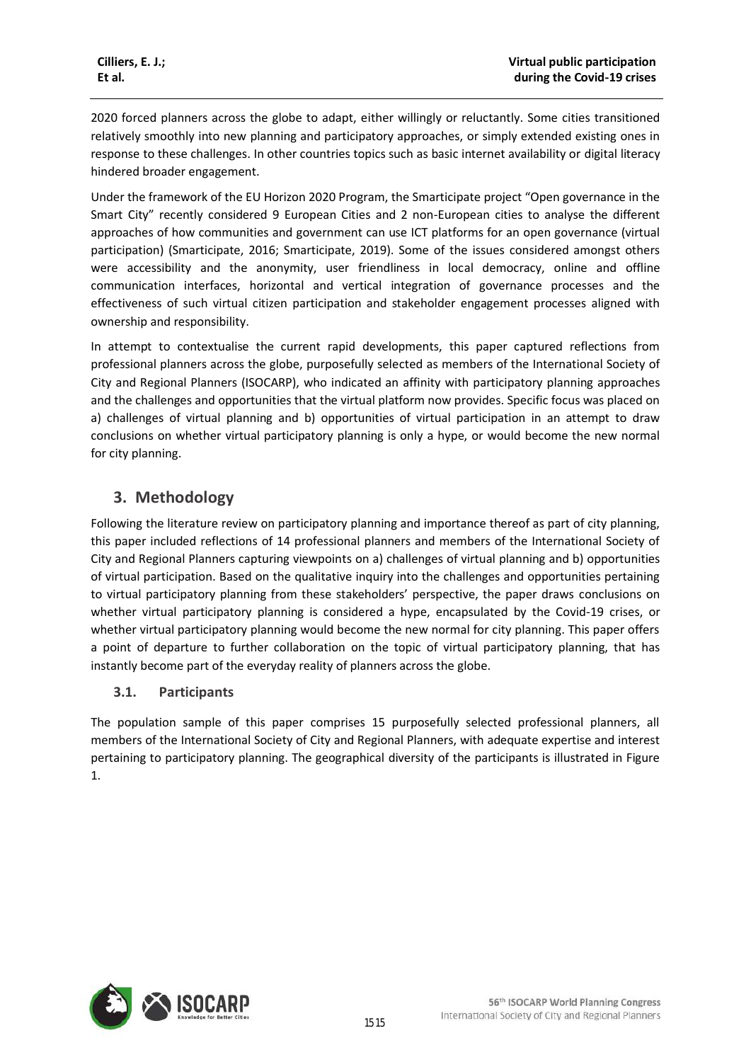2020 forced planners across the globe to adapt, either willingly or reluctantly. Some cities transitioned relatively smoothly into new planning and participatory approaches, or simply extended existing ones in response to these challenges. In other countries topics such as basic internet availability or digital literacy hindered broader engagement.

Under the framework of the EU Horizon 2020 Program, the Smarticipate project "Open governance in the Smart City" recently considered 9 European Cities and 2 non-European cities to analyse the different approaches of how communities and government can use ICT platforms for an open governance (virtual participation) (Smarticipate, 2016; Smarticipate, 2019). Some of the issues considered amongst others were accessibility and the anonymity, user friendliness in local democracy, online and offline communication interfaces, horizontal and vertical integration of governance processes and the effectiveness of such virtual citizen participation and stakeholder engagement processes aligned with ownership and responsibility.

In attempt to contextualise the current rapid developments, this paper captured reflections from professional planners across the globe, purposefully selected as members of the International Society of City and Regional Planners (ISOCARP), who indicated an affinity with participatory planning approaches and the challenges and opportunities that the virtual platform now provides. Specific focus was placed on a) challenges of virtual planning and b) opportunities of virtual participation in an attempt to draw conclusions on whether virtual participatory planning is only a hype, or would become the new normal for city planning.

## 3. Methodology

Following the literature review on participatory planning and importance thereof as part of city planning, this paper included reflections of 14 professional planners and members of the International Society of City and Regional Planners capturing viewpoints on a) challenges of virtual planning and b) opportunities of virtual participation. Based on the qualitative inquiry into the challenges and opportunities pertaining to virtual participatory planning from these stakeholders' perspective, the paper draws conclusions on whether virtual participatory planning is considered a hype, encapsulated by the Covid-19 crises, or whether virtual participatory planning would become the new normal for city planning. This paper offers a point of departure to further collaboration on the topic of virtual participatory planning, that has instantly become part of the everyday reality of planners across the globe.

### 3.1. Participants

The population sample of this paper comprises 15 purposefully selected professional planners, all members of the International Society of City and Regional Planners, with adequate expertise and interest pertaining to participatory planning. The geographical diversity of the participants is illustrated in Figure 1.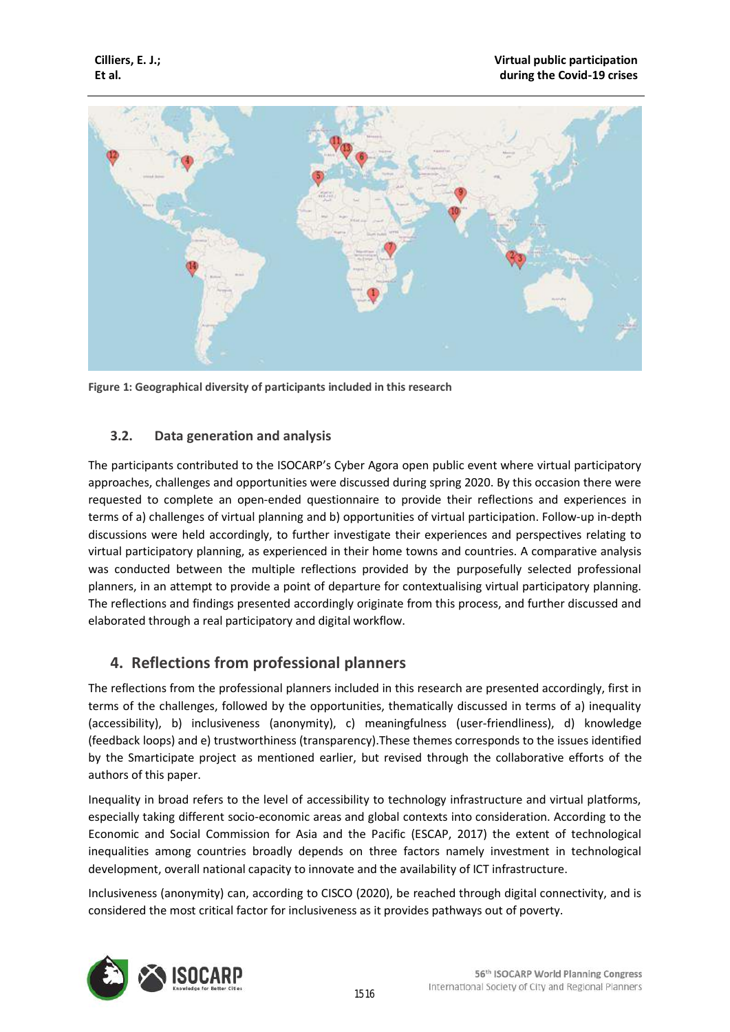Figure 1: Geographical diversity of participants included in this research

### 3.2. Data generation and analysis

The participants contributed to the ISOCARP's Cyber Agora open public event where virtual participatory approaches, challenges and opportunities were discussed during spring 2020. By this occasion there were requested to complete an open-ended questionnaire to provide their reflections and experiences in terms of a) challenges of virtual planning and b) opportunities of virtual participation. Follow-up in-depth discussions were held accordingly, to further investigate their experiences and perspectives relating to virtual participatory planning, as experienced in their home towns and countries. A comparative analysis was conducted between the multiple reflections provided by the purposefully selected professional planners, in an attempt to provide a point of departure for contextualising virtual participatory planning. The reflections and findings presented accordingly originate from this process, and further discussed and elaborated through a real participatory and digital workflow.

## 4. Reflections from professional planners

The reflections from the professional planners included in this research are presented accordingly, first in terms of the challenges, followed by the opportunities, thematically discussed in terms of a) inequality (accessibility), b) inclusiveness (anonymity), c) meaningfulness (user-friendliness), d) knowledge (feedback loops) and e) trustworthiness (transparency).These themes corresponds to the issues identified by the Smarticipate project as mentioned earlier, but revised through the collaborative efforts of the authors of this paper.

Inequality in broad refers to the level of accessibility to technology infrastructure and virtual platforms, especially taking different socio-economic areas and global contexts into consideration. According to the Economic and Social Commission for Asia and the Pacific (ESCAP, 2017) the extent of technological inequalities among countries broadly depends on three factors namely investment in technological development, overall national capacity to innovate and the availability of ICT infrastructure.

Inclusiveness (anonymity) can, according to CISCO (2020), be reached through digital connectivity, and is considered the most critical factor for inclusiveness as it provides pathways out of poverty.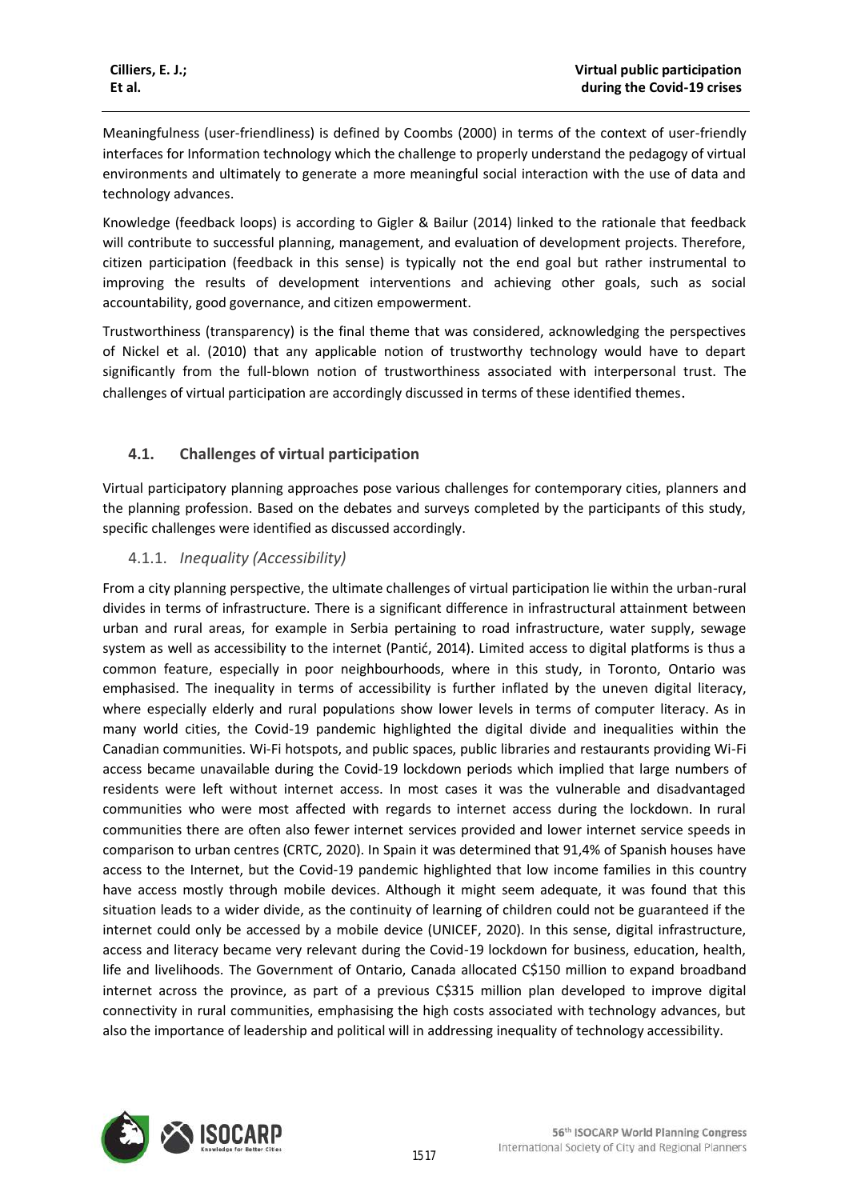Meaningfulness (user-friendliness) is defined by Coombs (2000) in terms of the context of user-friendly interfaces for Information technology which the challenge to properly understand the pedagogy of virtual environments and ultimately to generate a more meaningful social interaction with the use of data and technology advances.

Knowledge (feedback loops) is according to Gigler & Bailur (2014) linked to the rationale that feedback will contribute to successful planning, management, and evaluation of development projects. Therefore, citizen participation (feedback in this sense) is typically not the end goal but rather instrumental to improving the results of development interventions and achieving other goals, such as social accountability, good governance, and citizen empowerment.

Trustworthiness (transparency) is the final theme that was considered, acknowledging the perspectives of Nickel et al. (2010) that any applicable notion of trustworthy technology would have to depart significantly from the full-blown notion of trustworthiness associated with interpersonal trust. The challenges of virtual participation are accordingly discussed in terms of these identified themes.

## 4.1. Challenges of virtual participation

Virtual participatory planning approaches pose various challenges for contemporary cities, planners and the planning profession. Based on the debates and surveys completed by the participants of this study, specific challenges were identified as discussed accordingly.

### 4.1.1. *Inequality (Accessibility)*

From a city planning perspective, the ultimate challenges of virtual participation lie within the urban-rural divides in terms of infrastructure. There is a significant difference in infrastructural attainment between urban and rural areas, for example in Serbia pertaining to road infrastructure, water supply, sewage system as well as accessibility to the internet (Pantić, 2014). Limited access to digital platforms is thus a common feature, especially in poor neighbourhoods, where in this study, in Toronto, Ontario was emphasised. The inequality in terms of accessibility is further inflated by the uneven digital literacy, where especially elderly and rural populations show lower levels in terms of computer literacy. As in many world cities, the Covid-19 pandemic highlighted the digital divide and inequalities within the Canadian communities. Wi-Fi hotspots, and public spaces, public libraries and restaurants providing Wi-Fi access became unavailable during the Covid-19 lockdown periods which implied that large numbers of residents were left without internet access. In most cases it was the vulnerable and disadvantaged communities who were most affected with regards to internet access during the lockdown. In rural communities there are often also fewer internet services provided and lower internet service speeds in comparison to urban centres (CRTC, 2020). In Spain it was determined that 91,4% of Spanish houses have access to the Internet, but the Covid-19 pandemic highlighted that low income families in this country have access mostly through mobile devices. Although it might seem adequate, it was found that this situation leads to a wider divide, as the continuity of learning of children could not be guaranteed if the internet could only be accessed by a mobile device (UNICEF, 2020). In this sense, digital infrastructure, access and literacy became very relevant during the Covid-19 lockdown for business, education, health, life and livelihoods. The Government of Ontario, Canada allocated C$150 million to expand broadband internet across the province, as part of a previous C$315 million plan developed to improve digital connectivity in rural communities, emphasising the high costs associated with technology advances, but also the importance of leadership and political will in addressing inequality of technology accessibility.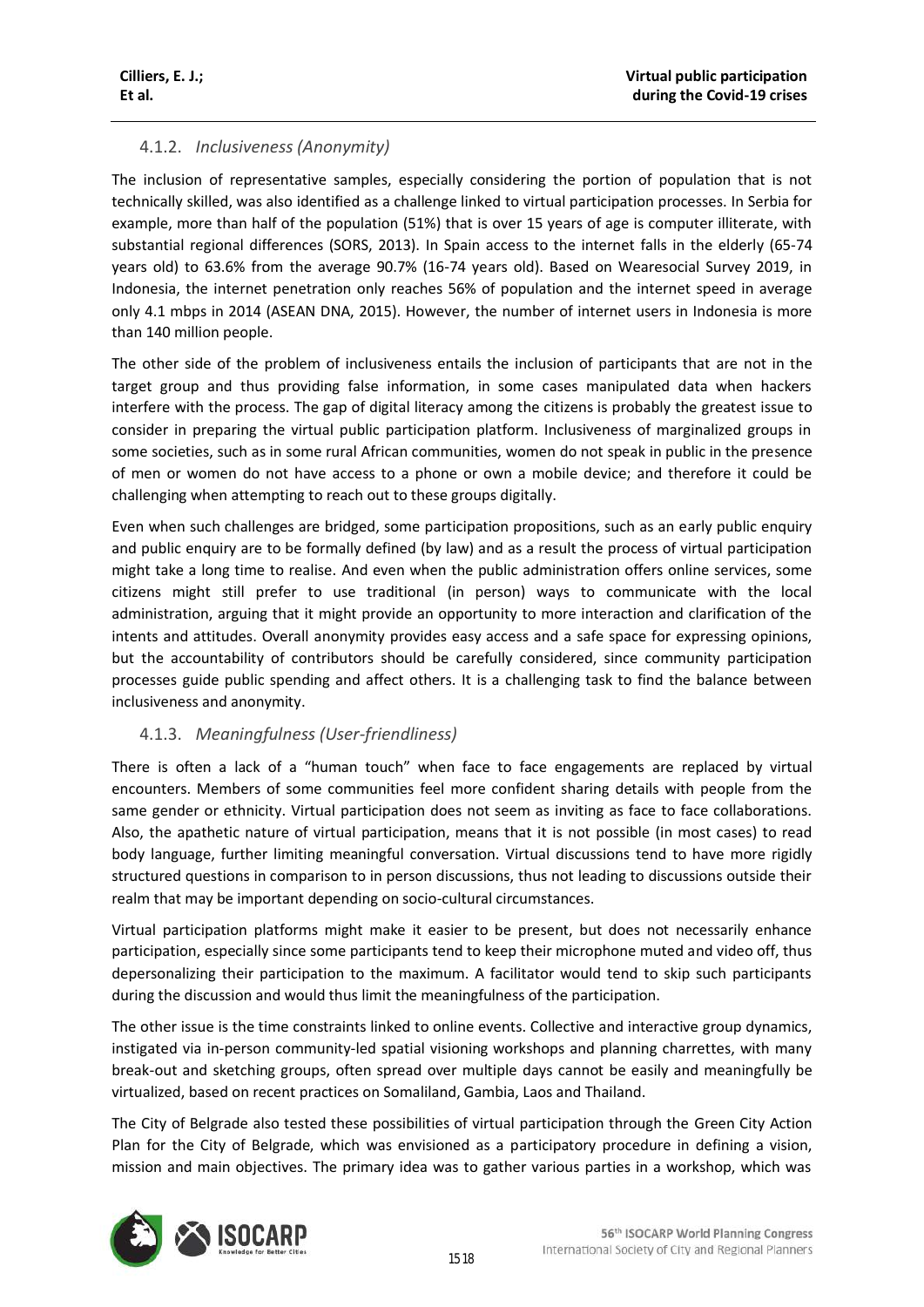### 4.1.2. *Inclusiveness (Anonymity)*

The inclusion of representative samples, especially considering the portion of population that is not technically skilled, was also identified as a challenge linked to virtual participation processes. In Serbia for example, more than half of the population (51%) that is over 15 years of age is computer illiterate, with substantial regional differences (SORS, 2013). In Spain access to the internet falls in the elderly (65-74 years old) to 63.6% from the average 90.7% (16-74 years old). Based on Wearesocial Survey 2019, in Indonesia, the internet penetration only reaches 56% of population and the internet speed in average only 4.1 mbps in 2014 (ASEAN DNA, 2015). However, the number of internet users in Indonesia is more than 140 million people.

The other side of the problem of inclusiveness entails the inclusion of participants that are not in the target group and thus providing false information, in some cases manipulated data when hackers interfere with the process. The gap of digital literacy among the citizens is probably the greatest issue to consider in preparing the virtual public participation platform. Inclusiveness of marginalized groups in some societies, such as in some rural African communities, women do not speak in public in the presence of men or women do not have access to a phone or own a mobile device; and therefore it could be challenging when attempting to reach out to these groups digitally.

Even when such challenges are bridged, some participation propositions, such as an early public enquiry and public enquiry are to be formally defined (by law) and as a result the process of virtual participation might take a long time to realise. And even when the public administration offers online services, some citizens might still prefer to use traditional (in person) ways to communicate with the local administration, arguing that it might provide an opportunity to more interaction and clarification of the intents and attitudes. Overall anonymity provides easy access and a safe space for expressing opinions, but the accountability of contributors should be carefully considered, since community participation processes guide public spending and affect others. It is a challenging task to find the balance between inclusiveness and anonymity.

### 4.1.3. *Meaningfulness (User-friendliness)*

There is often a lack of a "human touch" when face to face engagements are replaced by virtual encounters. Members of some communities feel more confident sharing details with people from the same gender or ethnicity. Virtual participation does not seem as inviting as face to face collaborations. Also, the apathetic nature of virtual participation, means that it is not possible (in most cases) to read body language, further limiting meaningful conversation. Virtual discussions tend to have more rigidly structured questions in comparison to in person discussions, thus not leading to discussions outside their realm that may be important depending on socio-cultural circumstances.

Virtual participation platforms might make it easier to be present, but does not necessarily enhance participation, especially since some participants tend to keep their microphone muted and video off, thus depersonalizing their participation to the maximum. A facilitator would tend to skip such participants during the discussion and would thus limit the meaningfulness of the participation.

The other issue is the time constraints linked to online events. Collective and interactive group dynamics, instigated via in-person community-led spatial visioning workshops and planning charrettes, with many break-out and sketching groups, often spread over multiple days cannot be easily and meaningfully be virtualized, based on recent practices on Somaliland, Gambia, Laos and Thailand.

The City of Belgrade also tested these possibilities of virtual participation through the Green City Action Plan for the City of Belgrade, which was envisioned as a participatory procedure in defining a vision, mission and main objectives. The primary idea was to gather various parties in a workshop, which was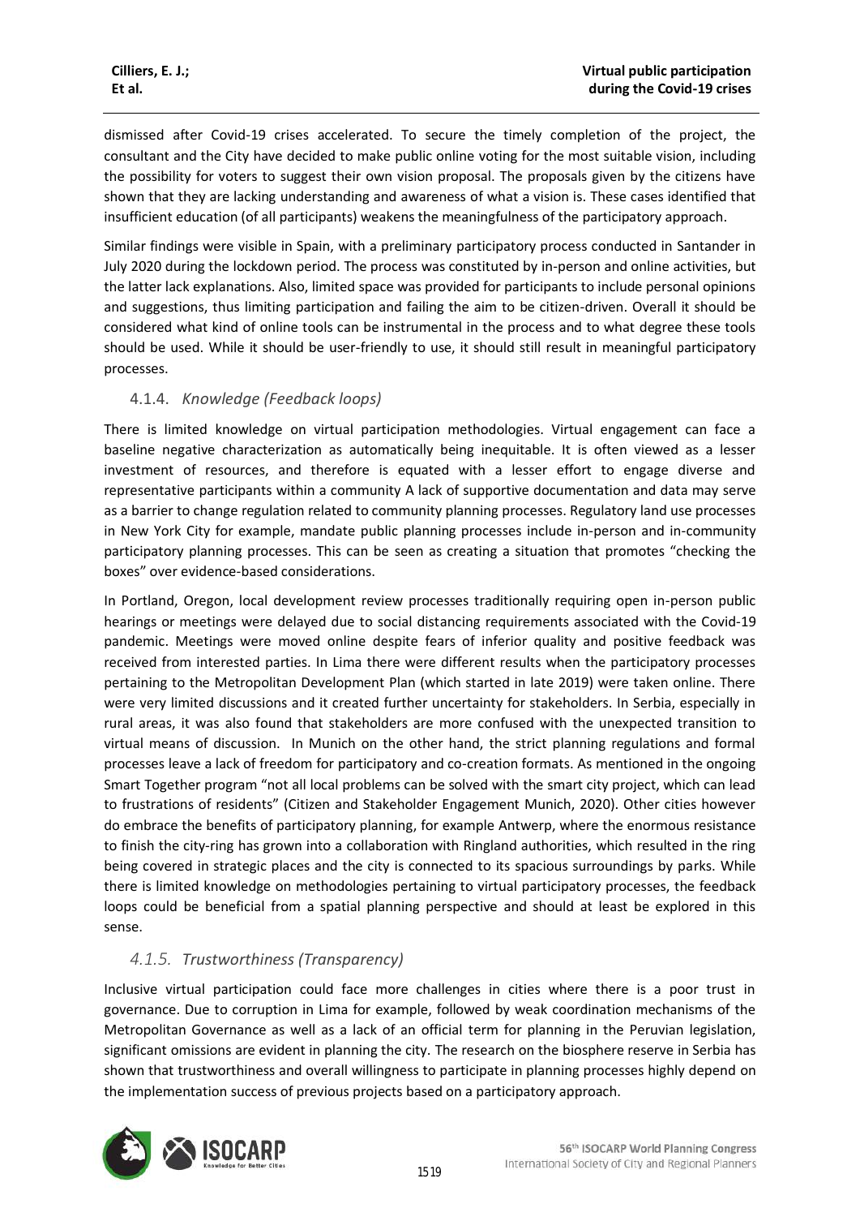dismissed after Covid-19 crises accelerated. To secure the timely completion of the project, the consultant and the City have decided to make public online voting for the most suitable vision, including the possibility for voters to suggest their own vision proposal. The proposals given by the citizens have shown that they are lacking understanding and awareness of what a vision is. These cases identified that insufficient education (of all participants) weakens the meaningfulness of the participatory approach.

Similar findings were visible in Spain, with a preliminary participatory process conducted in Santander in July 2020 during the lockdown period. The process was constituted by in-person and online activities, but the latter lack explanations. Also, limited space was provided for participants to include personal opinions and suggestions, thus limiting participation and failing the aim to be citizen-driven. Overall it should be considered what kind of online tools can be instrumental in the process and to what degree these tools should be used. While it should be user-friendly to use, it should still result in meaningful participatory processes.

### 4.1.4. *Knowledge (Feedback loops)*

There is limited knowledge on virtual participation methodologies. Virtual engagement can face a baseline negative characterization as automatically being inequitable. It is often viewed as a lesser investment of resources, and therefore is equated with a lesser effort to engage diverse and representative participants within a community A lack of supportive documentation and data may serve as a barrier to change regulation related to community planning processes. Regulatory land use processes in New York City for example, mandate public planning processes include in-person and in-community participatory planning processes. This can be seen as creating a situation that promotes "checking the boxes" over evidence-based considerations.

In Portland, Oregon, local development review processes traditionally requiring open in-person public hearings or meetings were delayed due to social distancing requirements associated with the Covid-19 pandemic. Meetings were moved online despite fears of inferior quality and positive feedback was received from interested parties. In Lima there were different results when the participatory processes pertaining to the Metropolitan Development Plan (which started in late 2019) were taken online. There were very limited discussions and it created further uncertainty for stakeholders. In Serbia, especially in rural areas, it was also found that stakeholders are more confused with the unexpected transition to virtual means of discussion. In Munich on the other hand, the strict planning regulations and formal processes leave a lack of freedom for participatory and co-creation formats. As mentioned in the ongoing Smart Together program "not all local problems can be solved with the smart city project, which can lead to frustrations of residents" (Citizen and Stakeholder Engagement Munich, 2020). Other cities however do embrace the benefits of participatory planning, for example Antwerp, where the enormous resistance to finish the city-ring has grown into a collaboration with Ringland authorities, which resulted in the ring being covered in strategic places and the city is connected to its spacious surroundings by parks. While there is limited knowledge on methodologies pertaining to virtual participatory processes, the feedback loops could be beneficial from a spatial planning perspective and should at least be explored in this sense.

### *4.1.5. Trustworthiness (Transparency)*

Inclusive virtual participation could face more challenges in cities where there is a poor trust in governance. Due to corruption in Lima for example, followed by weak coordination mechanisms of the Metropolitan Governance as well as a lack of an official term for planning in the Peruvian legislation, significant omissions are evident in planning the city. The research on the biosphere reserve in Serbia has shown that trustworthiness and overall willingness to participate in planning processes highly depend on the implementation success of previous projects based on a participatory approach.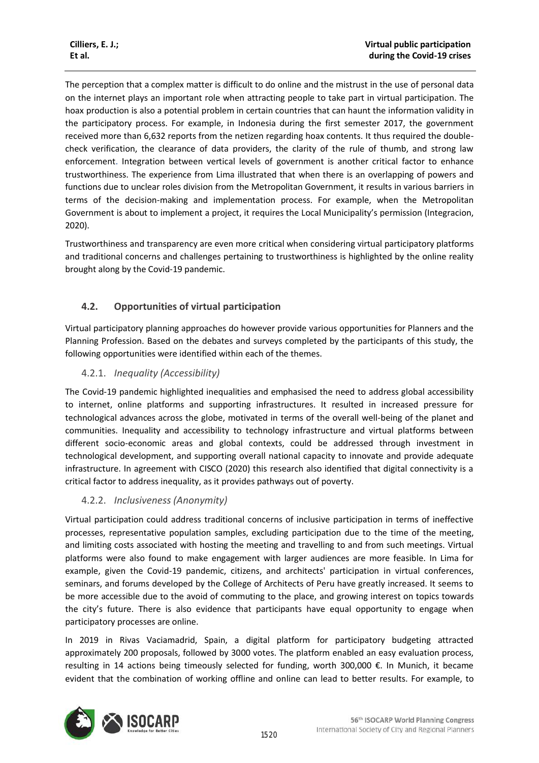The perception that a complex matter is difficult to do online and the mistrust in the use of personal data on the internet plays an important role when attracting people to take part in virtual participation. The hoax production is also a potential problem in certain countries that can haunt the information validity in the participatory process. For example, in Indonesia during the first semester 2017, the government received more than 6,632 reports from the netizen regarding hoax contents. It thus required the double-check verification, the clearance of data providers, the clarity of the rule of thumb, and strong law enforcement. Integration between vertical levels of government is another critical factor to enhance trustworthiness. The experience from Lima illustrated that when there is an overlapping of powers and functions due to unclear roles division from the Metropolitan Government, it results in various barriers in terms of the decision-making and implementation process. For example, when the Metropolitan Government is about to implement a project, it requires the Local Municipality's permission (Integracion, 2020).

Trustworthiness and transparency are even more critical when considering virtual participatory platforms and traditional concerns and challenges pertaining to trustworthiness is highlighted by the online reality brought along by the Covid-19 pandemic.

## 4.2. Opportunities of virtual participation

Virtual participatory planning approaches do however provide various opportunities for Planners and the Planning Profession. Based on the debates and surveys completed by the participants of this study, the following opportunities were identified within each of the themes.

### 4.2.1. *Inequality (Accessibility)*

The Covid-19 pandemic highlighted inequalities and emphasised the need to address global accessibility to internet, online platforms and supporting infrastructures. It resulted in increased pressure for technological advances across the globe, motivated in terms of the overall well-being of the planet and communities. Inequality and accessibility to technology infrastructure and virtual platforms between different socio-economic areas and global contexts, could be addressed through investment in technological development, and supporting overall national capacity to innovate and provide adequate infrastructure. In agreement with CISCO (2020) this research also identified that digital connectivity is a critical factor to address inequality, as it provides pathways out of poverty.

### 4.2.2. *Inclusiveness (Anonymity)*

Virtual participation could address traditional concerns of inclusive participation in terms of ineffective processes, representative population samples, excluding participation due to the time of the meeting, and limiting costs associated with hosting the meeting and travelling to and from such meetings. Virtual platforms were also found to make engagement with larger audiences are more feasible. In Lima for example, given the Covid-19 pandemic, citizens, and architects' participation in virtual conferences, seminars, and forums developed by the College of Architects of Peru have greatly increased. It seems to be more accessible due to the avoid of commuting to the place, and growing interest on topics towards the city's future. There is also evidence that participants have equal opportunity to engage when participatory processes are online.

In 2019 in Rivas Vaciamadrid, Spain, a digital platform for participatory budgeting attracted approximately 200 proposals, followed by 3000 votes. The platform enabled an easy evaluation process, resulting in 14 actions being timeously selected for funding, worth 300,000 €. In Munich, it became evident that the combination of working offline and online can lead to better results. For example, to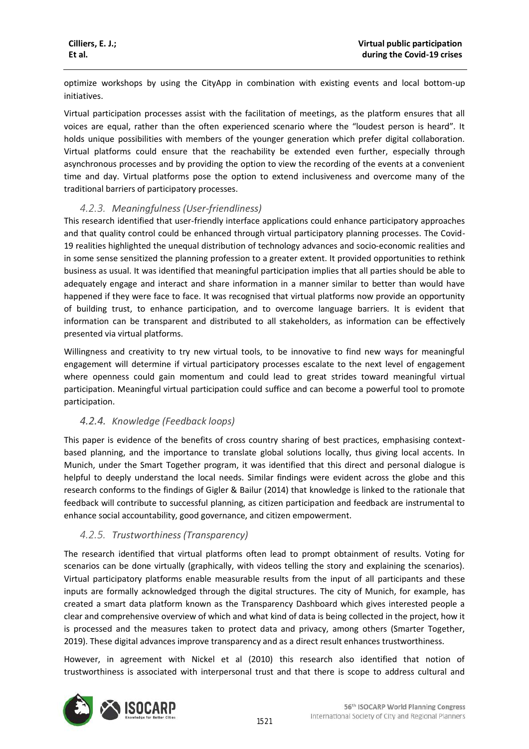optimize workshops by using the CityApp in combination with existing events and local bottom-up initiatives.

Virtual participation processes assist with the facilitation of meetings, as the platform ensures that all voices are equal, rather than the often experienced scenario where the "loudest person is heard". It holds unique possibilities with members of the younger generation which prefer digital collaboration. Virtual platforms could ensure that the reachability be extended even further, especially through asynchronous processes and by providing the option to view the recording of the events at a convenient time and day. Virtual platforms pose the option to extend inclusiveness and overcome many of the traditional barriers of participatory processes.

### *4.2.3. Meaningfulness (User-friendliness)*

This research identified that user-friendly interface applications could enhance participatory approaches and that quality control could be enhanced through virtual participatory planning processes. The Covid-19 realities highlighted the unequal distribution of technology advances and socio-economic realities and in some sense sensitized the planning profession to a greater extent. It provided opportunities to rethink business as usual. It was identified that meaningful participation implies that all parties should be able to adequately engage and interact and share information in a manner similar to better than would have happened if they were face to face. It was recognised that virtual platforms now provide an opportunity of building trust, to enhance participation, and to overcome language barriers. It is evident that information can be transparent and distributed to all stakeholders, as information can be effectively presented via virtual platforms.

Willingness and creativity to try new virtual tools, to be innovative to find new ways for meaningful engagement will determine if virtual participatory processes escalate to the next level of engagement where openness could gain momentum and could lead to great strides toward meaningful virtual participation. Meaningful virtual participation could suffice and can become a powerful tool to promote participation.

### *4.2.4. Knowledge (Feedback loops)*

This paper is evidence of the benefits of cross country sharing of best practices, emphasising context-based planning, and the importance to translate global solutions locally, thus giving local accents. In Munich, under the Smart Together program, it was identified that this direct and personal dialogue is helpful to deeply understand the local needs. Similar findings were evident across the globe and this research conforms to the findings of Gigler & Bailur (2014) that knowledge is linked to the rationale that feedback will contribute to successful planning, as citizen participation and feedback are instrumental to enhance social accountability, good governance, and citizen empowerment.

### *4.2.5. Trustworthiness (Transparency)*

The research identified that virtual platforms often lead to prompt obtainment of results. Voting for scenarios can be done virtually (graphically, with videos telling the story and explaining the scenarios). Virtual participatory platforms enable measurable results from the input of all participants and these inputs are formally acknowledged through the digital structures. The city of Munich, for example, has created a smart data platform known as the Transparency Dashboard which gives interested people a clear and comprehensive overview of which and what kind of data is being collected in the project, how it is processed and the measures taken to protect data and privacy, among others (Smarter Together, 2019). These digital advances improve transparency and as a direct result enhances trustworthiness.

However, in agreement with Nickel et al (2010) this research also identified that notion of trustworthiness is associated with interpersonal trust and that there is scope to address cultural and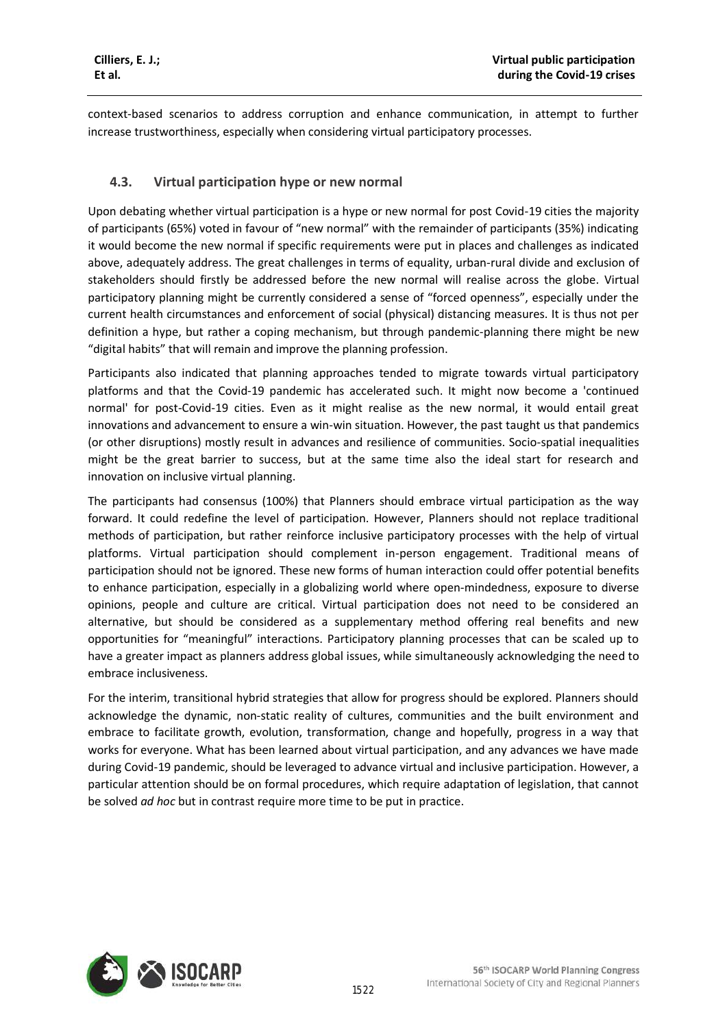context-based scenarios to address corruption and enhance communication, in attempt to further increase trustworthiness, especially when considering virtual participatory processes.

### 4.3. Virtual participation hype or new normal

Upon debating whether virtual participation is a hype or new normal for post Covid-19 cities the majority of participants (65%) voted in favour of "new normal" with the remainder of participants (35%) indicating it would become the new normal if specific requirements were put in places and challenges as indicated above, adequately address. The great challenges in terms of equality, urban-rural divide and exclusion of stakeholders should firstly be addressed before the new normal will realise across the globe. Virtual participatory planning might be currently considered a sense of "forced openness", especially under the current health circumstances and enforcement of social (physical) distancing measures. It is thus not per definition a hype, but rather a coping mechanism, but through pandemic-planning there might be new "digital habits" that will remain and improve the planning profession.

Participants also indicated that planning approaches tended to migrate towards virtual participatory platforms and that the Covid-19 pandemic has accelerated such. It might now become a 'continued normal' for post-Covid-19 cities. Even as it might realise as the new normal, it would entail great innovations and advancement to ensure a win-win situation. However, the past taught us that pandemics (or other disruptions) mostly result in advances and resilience of communities. Socio-spatial inequalities might be the great barrier to success, but at the same time also the ideal start for research and innovation on inclusive virtual planning.

The participants had consensus (100%) that Planners should embrace virtual participation as the way forward. It could redefine the level of participation. However, Planners should not replace traditional methods of participation, but rather reinforce inclusive participatory processes with the help of virtual platforms. Virtual participation should complement in-person engagement. Traditional means of participation should not be ignored. These new forms of human interaction could offer potential benefits to enhance participation, especially in a globalizing world where open-mindedness, exposure to diverse opinions, people and culture are critical. Virtual participation does not need to be considered an alternative, but should be considered as a supplementary method offering real benefits and new opportunities for "meaningful" interactions. Participatory planning processes that can be scaled up to have a greater impact as planners address global issues, while simultaneously acknowledging the need to embrace inclusiveness.

For the interim, transitional hybrid strategies that allow for progress should be explored. Planners should acknowledge the dynamic, non-static reality of cultures, communities and the built environment and embrace to facilitate growth, evolution, transformation, change and hopefully, progress in a way that works for everyone. What has been learned about virtual participation, and any advances we have made during Covid-19 pandemic, should be leveraged to advance virtual and inclusive participation. However, a particular attention should be on formal procedures, which require adaptation of legislation, that cannot be solved *ad hoc* but in contrast require more time to be put in practice.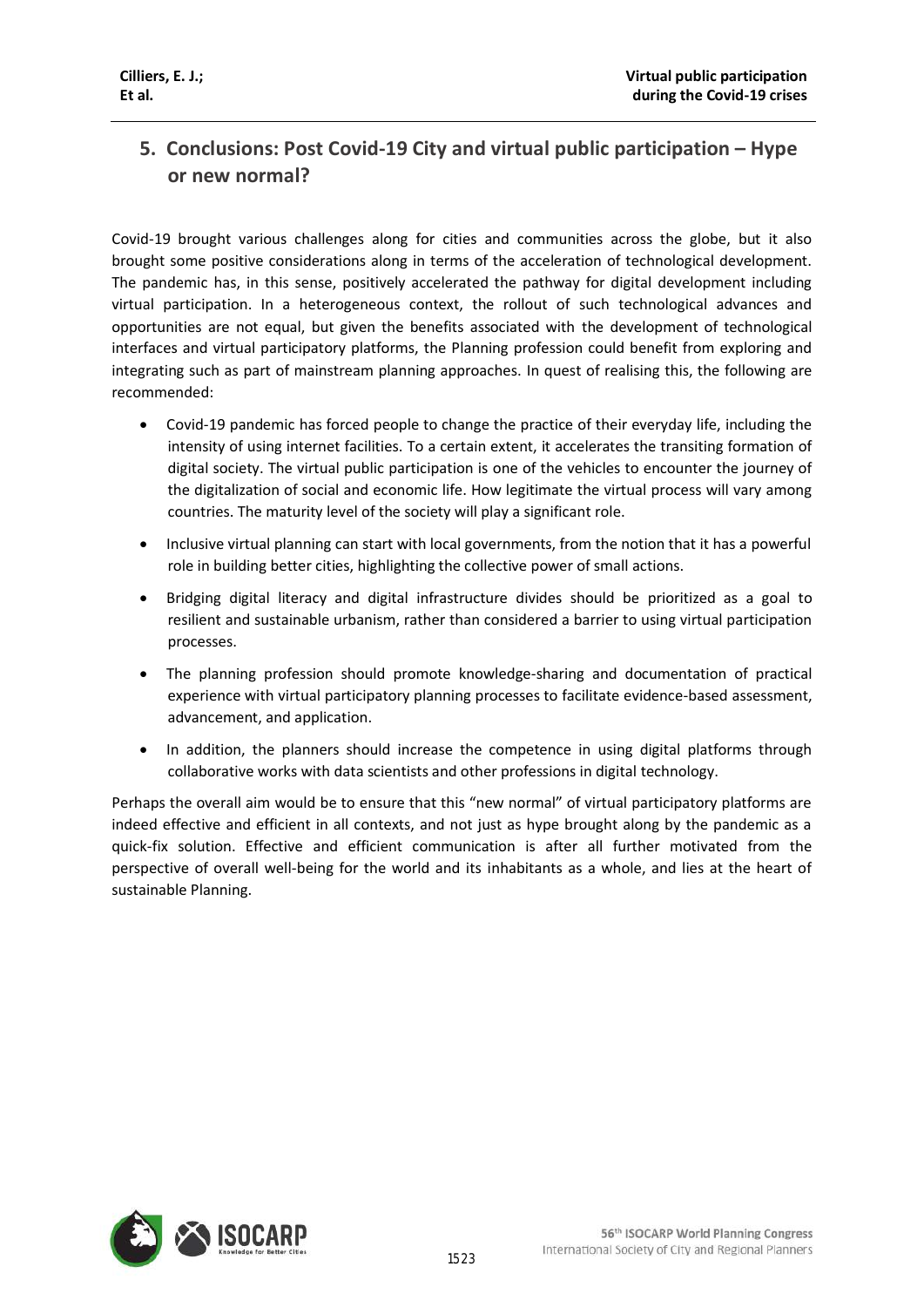## 5. Conclusions: Post Covid-19 City and virtual public participation – Hype or new normal?

Covid-19 brought various challenges along for cities and communities across the globe, but it also brought some positive considerations along in terms of the acceleration of technological development. The pandemic has, in this sense, positively accelerated the pathway for digital development including virtual participation. In a heterogeneous context, the rollout of such technological advances and opportunities are not equal, but given the benefits associated with the development of technological interfaces and virtual participatory platforms, the Planning profession could benefit from exploring and integrating such as part of mainstream planning approaches. In quest of realising this, the following are recommended:

- Covid-19 pandemic has forced people to change the practice of their everyday life, including the intensity of using internet facilities. To a certain extent, it accelerates the transiting formation of digital society. The virtual public participation is one of the vehicles to encounter the journey of the digitalization of social and economic life. How legitimate the virtual process will vary among countries. The maturity level of the society will play a significant role.
- Inclusive virtual planning can start with local governments, from the notion that it has a powerful role in building better cities, highlighting the collective power of small actions.
- Bridging digital literacy and digital infrastructure divides should be prioritized as a goal to resilient and sustainable urbanism, rather than considered a barrier to using virtual participation processes.
- The planning profession should promote knowledge-sharing and documentation of practical experience with virtual participatory planning processes to facilitate evidence-based assessment, advancement, and application.
- In addition, the planners should increase the competence in using digital platforms through collaborative works with data scientists and other professions in digital technology.

Perhaps the overall aim would be to ensure that this "new normal" of virtual participatory platforms are indeed effective and efficient in all contexts, and not just as hype brought along by the pandemic as a quick-fix solution. Effective and efficient communication is after all further motivated from the perspective of overall well-being for the world and its inhabitants as a whole, and lies at the heart of sustainable Planning.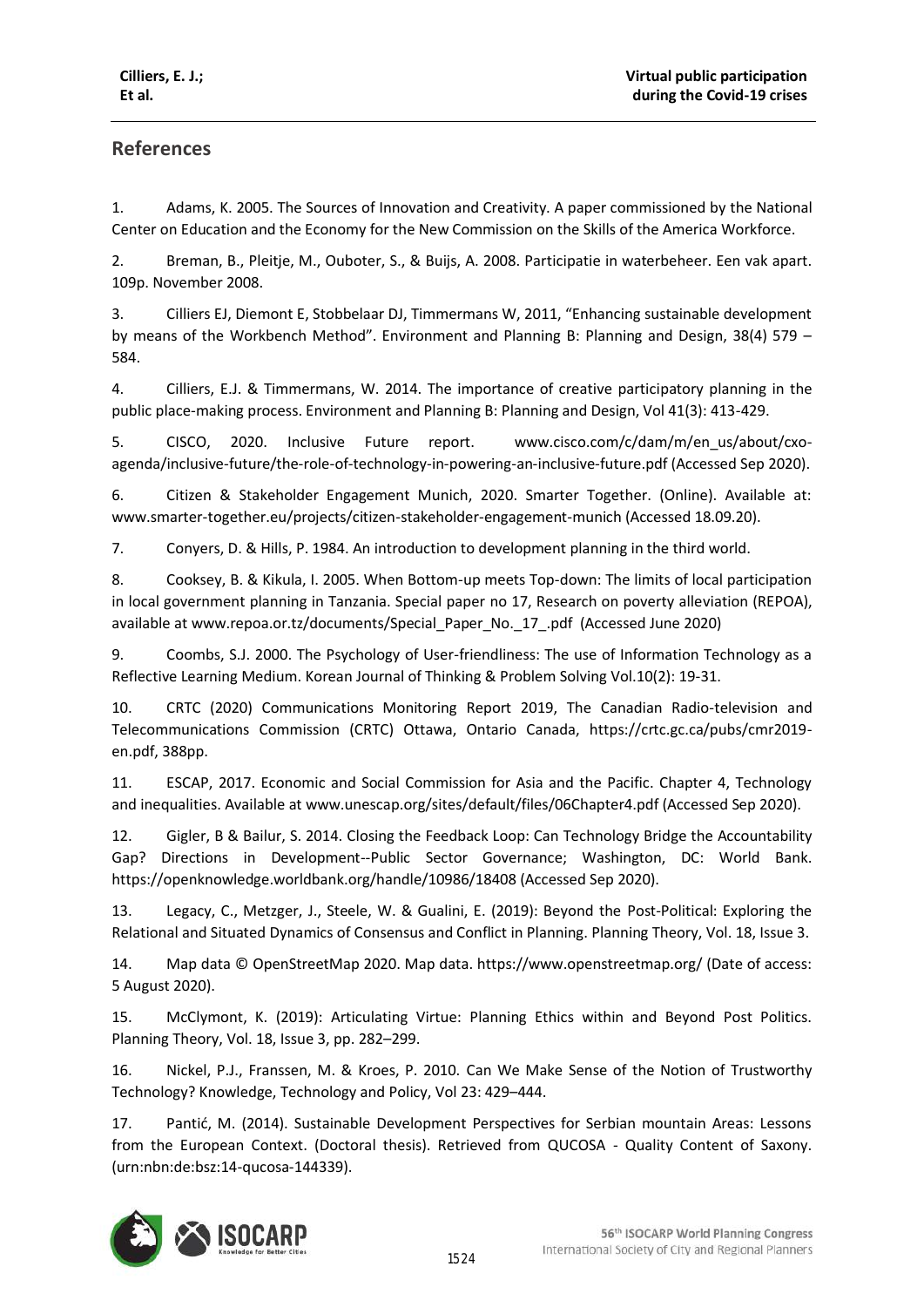## References

1. Adams, K. 2005. The Sources of Innovation and Creativity. A paper commissioned by the National Center on Education and the Economy for the New Commission on the Skills of the America Workforce.

2. Breman, B., Pleitje, M., Ouboter, S., & Buijs, A. 2008. Participatie in waterbeheer. Een vak apart. 109p. November 2008.

3. Cilliers EJ, Diemont E, Stobbelaar DJ, Timmermans W, 2011, "Enhancing sustainable development by means of the Workbench Method". Environment and Planning B: Planning and Design, 38(4) 579 – 584.

4. Cilliers, E.J. & Timmermans, W. 2014. The importance of creative participatory planning in the public place-making process. Environment and Planning B: Planning and Design, Vol 41(3): 413-429.

5. CISCO, 2020. Inclusive Future report. www.cisco.com/c/dam/m/en_us/about/cxo-agenda/inclusive-future/the-role-of-technology-in-powering-an-inclusive-future.pdf (Accessed Sep 2020).

6. Citizen & Stakeholder Engagement Munich, 2020. Smarter Together. (Online). Available at: www.smarter-together.eu/projects/citizen-stakeholder-engagement-munich (Accessed 18.09.20).

7. Conyers, D. & Hills, P. 1984. An introduction to development planning in the third world.

8. Cooksey, B. & Kikula, I. 2005. When Bottom-up meets Top-down: The limits of local participation in local government planning in Tanzania. Special paper no 17, Research on poverty alleviation (REPOA), available at www.repoa.or.tz/documents/Special_Paper_No._17_.pdf (Accessed June 2020)

9. Coombs, S.J. 2000. The Psychology of User-friendliness: The use of Information Technology as a Reflective Learning Medium. Korean Journal of Thinking & Problem Solving Vol.10(2): 19-31.

10. CRTC (2020) Communications Monitoring Report 2019, The Canadian Radio-television and Telecommunications Commission (CRTC) Ottawa, Ontario Canada, https://crtc.gc.ca/pubs/cmr2019-en.pdf, 388pp.

11. ESCAP, 2017. Economic and Social Commission for Asia and the Pacific. Chapter 4, Technology and inequalities. Available at www.unescap.org/sites/default/files/06Chapter4.pdf (Accessed Sep 2020).

12. Gigler, B & Bailur, S. 2014. Closing the Feedback Loop: Can Technology Bridge the Accountability Gap? Directions in Development--Public Sector Governance; Washington, DC: World Bank. https://openknowledge.worldbank.org/handle/10986/18408 (Accessed Sep 2020).

13. Legacy, C., Metzger, J., Steele, W. & Gualini, E. (2019): Beyond the Post-Political: Exploring the Relational and Situated Dynamics of Consensus and Conflict in Planning. Planning Theory, Vol. 18, Issue 3.

14. Map data © OpenStreetMap 2020. Map data. https://www.openstreetmap.org/ (Date of access: 5 August 2020).

15. McClymont, K. (2019): Articulating Virtue: Planning Ethics within and Beyond Post Politics. Planning Theory, Vol. 18, Issue 3, pp. 282–299.

16. Nickel, P.J., Franssen, M. & Kroes, P. 2010. Can We Make Sense of the Notion of Trustworthy Technology? Knowledge, Technology and Policy, Vol 23: 429–444.

17. Pantić, M. (2014). Sustainable Development Perspectives for Serbian mountain Areas: Lessons from the European Context. (Doctoral thesis). Retrieved from QUCOSA - Quality Content of Saxony. (urn:nbn:de:bsz:14-qucosa-144339).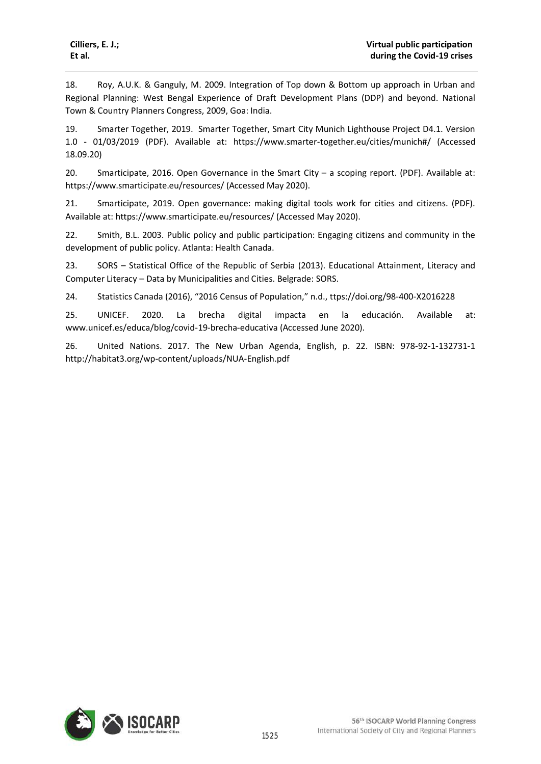18. Roy, A.U.K. & Ganguly, M. 2009. Integration of Top down & Bottom up approach in Urban and Regional Planning: West Bengal Experience of Draft Development Plans (DDP) and beyond. National Town & Country Planners Congress, 2009, Goa: India.

19. Smarter Together, 2019. Smarter Together, Smart City Munich Lighthouse Project D4.1. Version 1.0 - 01/03/2019 (PDF). Available at: https://www.smarter-together.eu/cities/munich#/ (Accessed 18.09.20)

20. Smarticipate, 2016. Open Governance in the Smart City – a scoping report. (PDF). Available at: https://www.smarticipate.eu/resources/ (Accessed May 2020).

21. Smarticipate, 2019. Open governance: making digital tools work for cities and citizens. (PDF). Available at: https://www.smarticipate.eu/resources/ (Accessed May 2020).

22. Smith, B.L. 2003. Public policy and public participation: Engaging citizens and community in the development of public policy. Atlanta: Health Canada.

23. SORS – Statistical Office of the Republic of Serbia (2013). Educational Attainment, Literacy and Computer Literacy – Data by Municipalities and Cities. Belgrade: SORS.

24. Statistics Canada (2016), "2016 Census of Population," n.d., ttps://doi.org/98-400-X2016228

25. UNICEF. 2020. La brecha digital impacta en la educación. Available at: www.unicef.es/educa/blog/covid-19-brecha-educativa (Accessed June 2020).

26. United Nations. 2017. The New Urban Agenda, English, p. 22. ISBN: 978-92-1-132731-1 http://habitat3.org/wp-content/uploads/NUA-English.pdf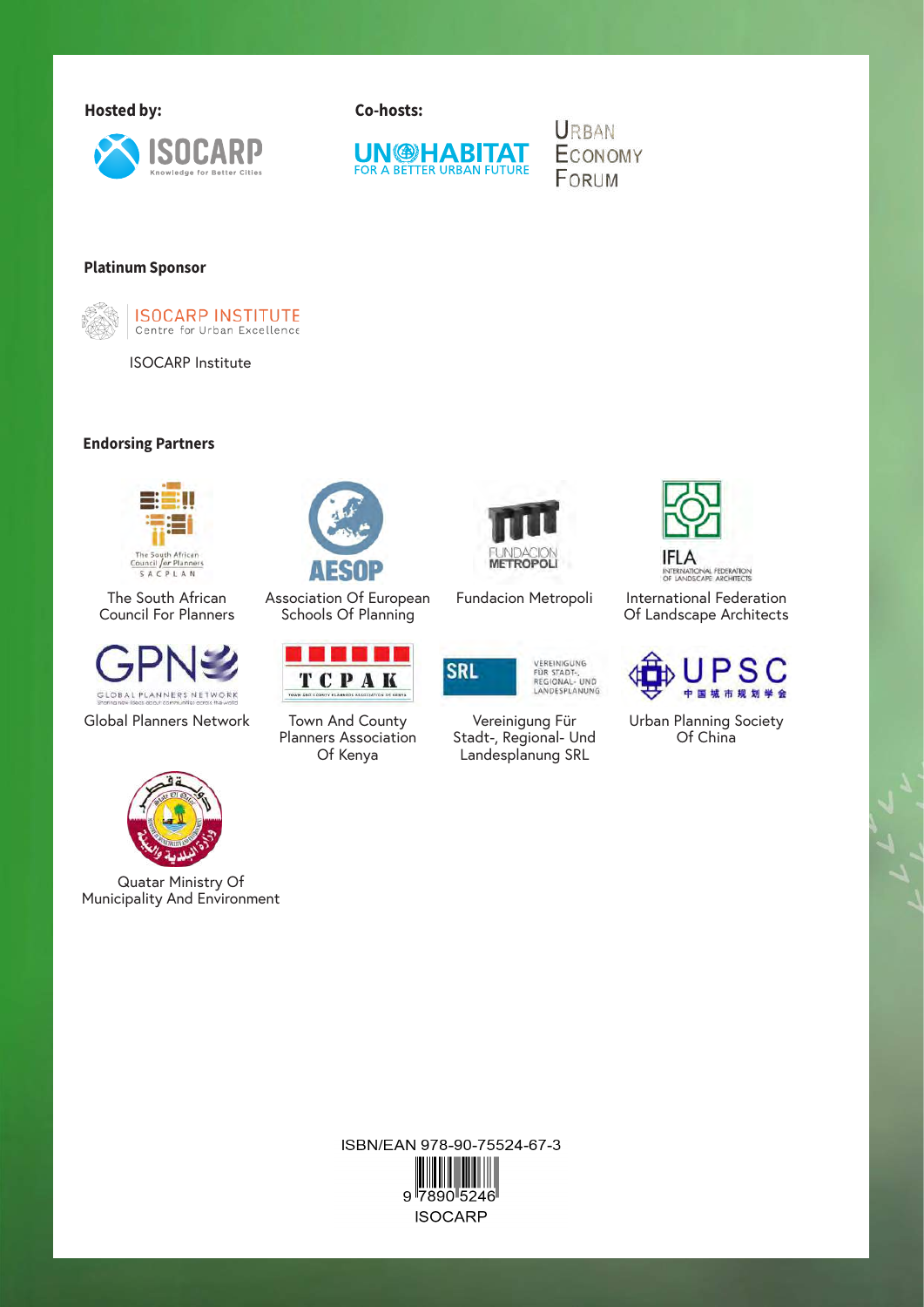**Hosted by:**

ISOCARP
Knowledge for Better Cities

**Co-hosts:**

UN-HABITAT
FOR A BETTER URBAN FUTURE

URBAN ECONOMY FORUM

**Platinum Sponsor**

ISOCARP INSTITUTE
Centre for Urban Excellence

ISOCARP Institute

**Endorsing Partners**

The South African Council For Planners

Association Of European Schools Of Planning

Fundacion Metropoli

International Federation Of Landscape Architects

Global Planners Network

Town And County Planners Association Of Kenya

Vereinigung Für Stadt-, Regional- Und Landesplanung SRL

Urban Planning Society Of China

Quatar Ministry Of Municipality And Environment

ISBN/EAN 978-90-75524-67-3

9 7890 5246

ISOCARP